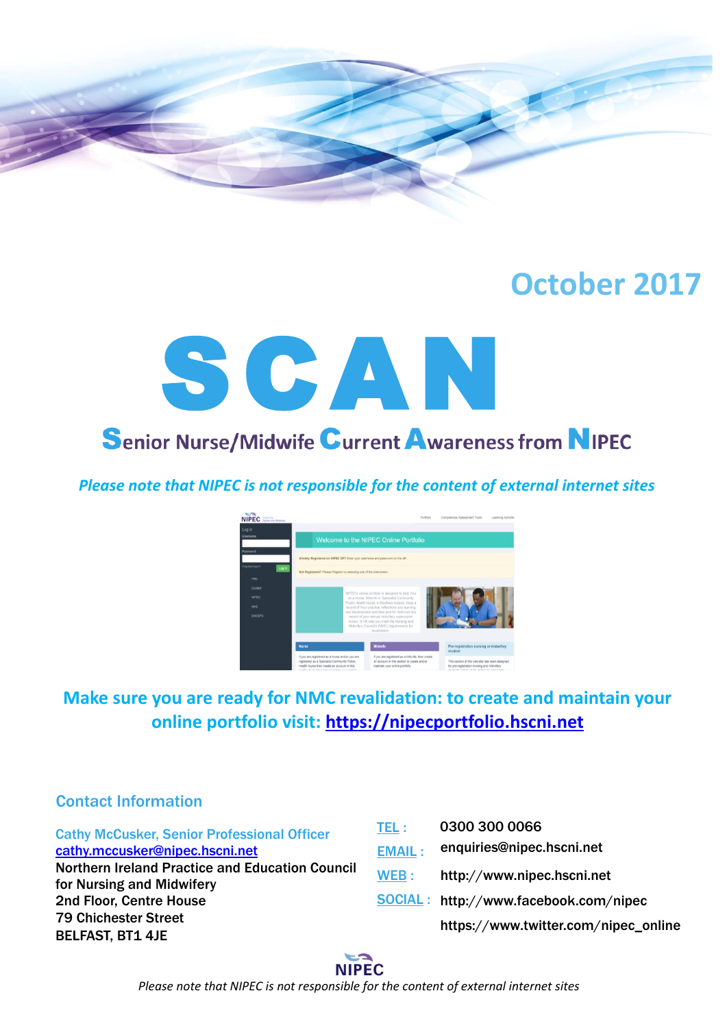October 2017

# SCAN

## Senior Nurse/Midwife Current Awareness from NIPEC

*Please note that NIPEC is not responsible for the content of external internet sites*

**Make sure you are ready for NMC revalidation: to create and maintain your online portfolio visit: [https://nipecportfolio.hscni.net](https://nipecportfolio.hscni.net)**

### Contact Information

Cathy McCusker, Senior Professional Officer
cathy.mccusker@nipec.hscni.net
Northern Ireland Practice and Education Council for Nursing and Midwifery
2nd Floor, Centre House
79 Chichester Street
BELFAST, BT1 4JE

TEL : 0300 300 0066
EMAIL : enquiries@nipec.hscni.net
WEB : http://www.nipec.hscni.net
SOCIAL : http://www.facebook.com/nipec
https://www.twitter.com/nipec_online

NIPEC

*Please note that NIPEC is not responsible for the content of external internet sites*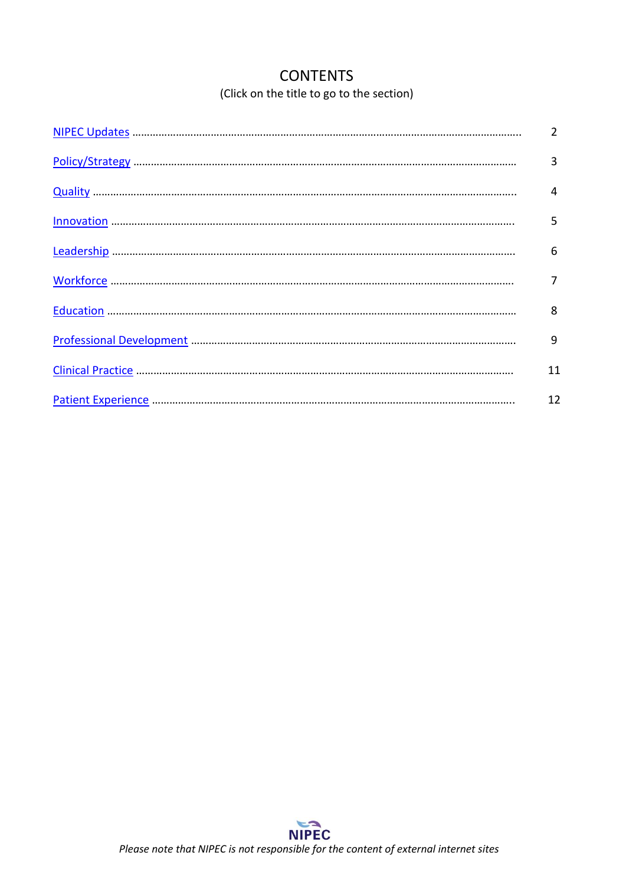# CONTENTS

(Click on the title to go to the section)

| | |
|---|---|
| NIPEC Updates | 2 |
| Policy/Strategy | 3 |
| Quality | 4 |
| Innovation | 5 |
| Leadership | 6 |
| Workforce | 7 |
| Education | 8 |
| Professional Development | 9 |
| Clinical Practice | 11 |
| Patient Experience | 12 |

NIPEC

*Please note that NIPEC is not responsible for the content of external internet sites*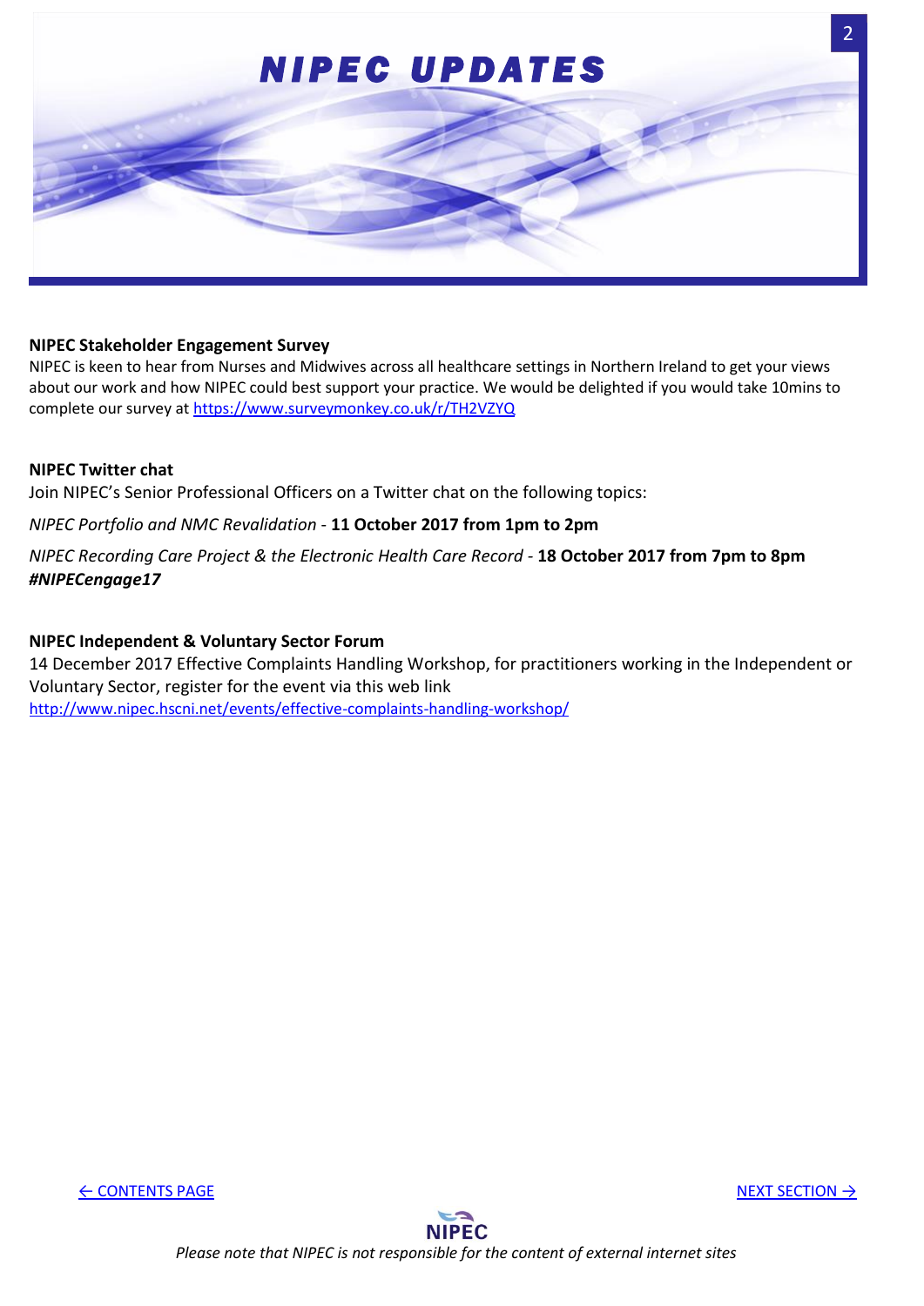# NIPEC UPDATES

### NIPEC Stakeholder Engagement Survey

NIPEC is keen to hear from Nurses and Midwives across all healthcare settings in Northern Ireland to get your views about our work and how NIPEC could best support your practice. We would be delighted if you would take 10mins to complete our survey at https://www.surveymonkey.co.uk/r/TH2VZYQ

### NIPEC Twitter chat

Join NIPEC's Senior Professional Officers on a Twitter chat on the following topics:

*NIPEC Portfolio and NMC Revalidation* - **11 October 2017 from 1pm to 2pm**

*NIPEC Recording Care Project & the Electronic Health Care Record* - **18 October 2017 from 7pm to 8pm** ***#NIPECengage17***

### NIPEC Independent & Voluntary Sector Forum

14 December 2017 Effective Complaints Handling Workshop, for practitioners working in the Independent or Voluntary Sector, register for the event via this web link http://www.nipec.hscni.net/events/effective-complaints-handling-workshop/

← CONTENTS PAGE

NEXT SECTION →

NIPEC

*Please note that NIPEC is not responsible for the content of external internet sites*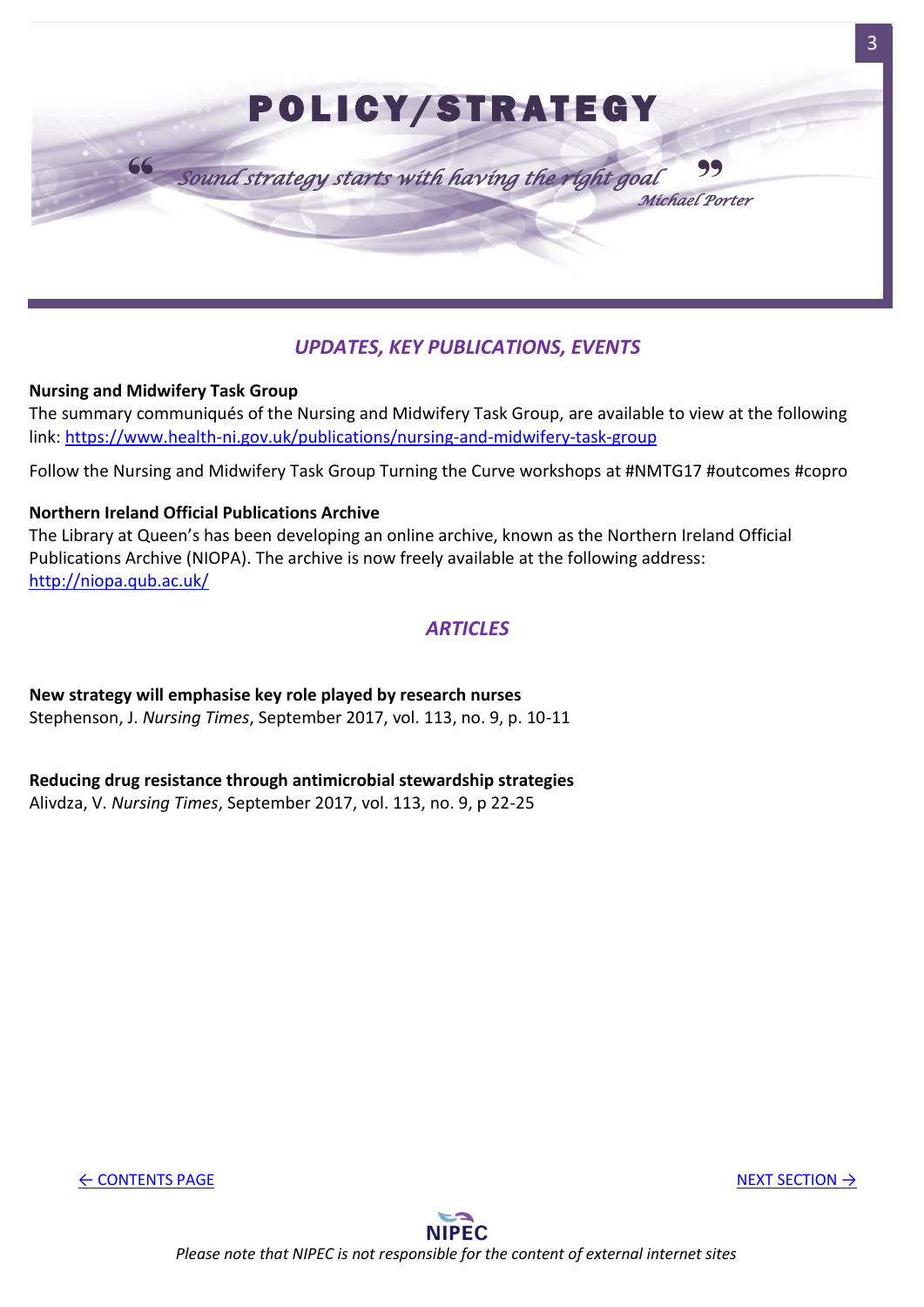# POLICY/STRATEGY

*"Sound strategy starts with having the right goal"*
*Michael Porter*

## *UPDATES, KEY PUBLICATIONS, EVENTS*

**Nursing and Midwifery Task Group**
The summary communiqués of the Nursing and Midwifery Task Group, are available to view at the following link: https://www.health-ni.gov.uk/publications/nursing-and-midwifery-task-group

Follow the Nursing and Midwifery Task Group Turning the Curve workshops at #NMTG17 #outcomes #copro

**Northern Ireland Official Publications Archive**
The Library at Queen's has been developing an online archive, known as the Northern Ireland Official Publications Archive (NIOPA). The archive is now freely available at the following address: http://niopa.qub.ac.uk/

## *ARTICLES*

**New strategy will emphasise key role played by research nurses**
Stephenson, J. *Nursing Times*, September 2017, vol. 113, no. 9, p. 10-11

**Reducing drug resistance through antimicrobial stewardship strategies**
Alivdza, V. *Nursing Times*, September 2017, vol. 113, no. 9, p 22-25

← CONTENTS PAGE NEXT SECTION →

*Please note that NIPEC is not responsible for the content of external internet sites*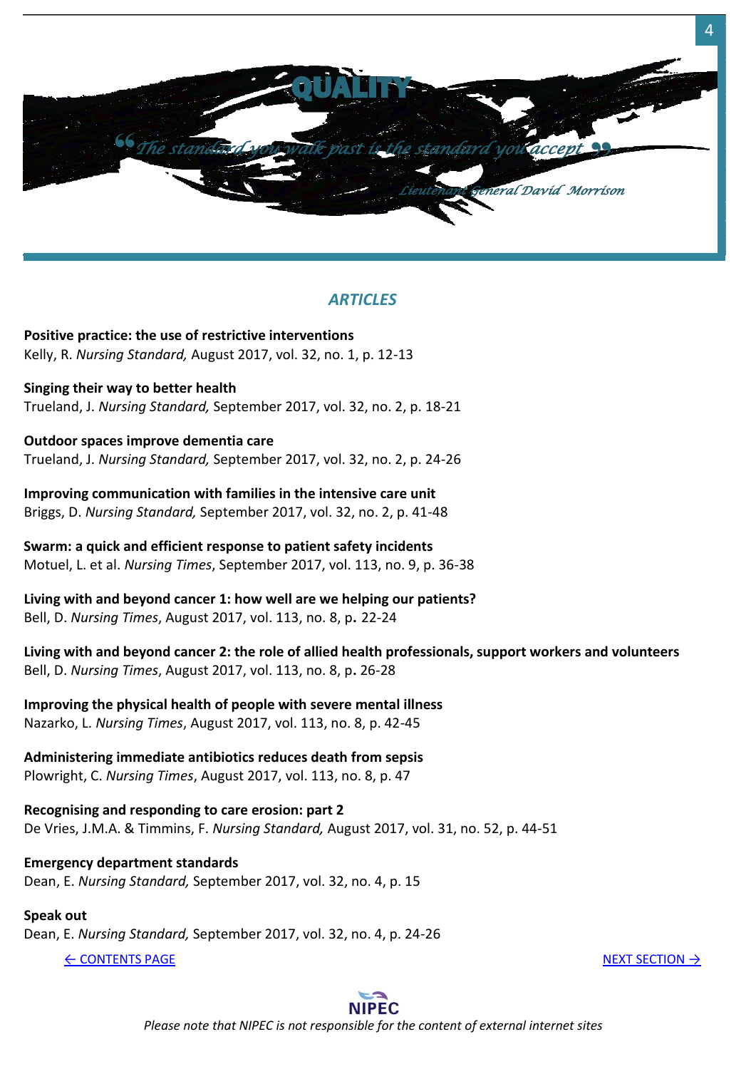# QUALITY

❝ *The standard you walk past is the standard you accept* ❞

*Lieutenant General David Morrison*

## *ARTICLES*

**Positive practice: the use of restrictive interventions**
Kelly, R. *Nursing Standard,* August 2017, vol. 32, no. 1, p. 12-13

**Singing their way to better health**
Trueland, J. *Nursing Standard,* September 2017, vol. 32, no. 2, p. 18-21

**Outdoor spaces improve dementia care**
Trueland, J. *Nursing Standard,* September 2017, vol. 32, no. 2, p. 24-26

**Improving communication with families in the intensive care unit**
Briggs, D. *Nursing Standard,* September 2017, vol. 32, no. 2, p. 41-48

**Swarm: a quick and efficient response to patient safety incidents**
Motuel, L. et al. *Nursing Times*, September 2017, vol. 113, no. 9, p. 36-38

**Living with and beyond cancer 1: how well are we helping our patients?**
Bell, D. *Nursing Times*, August 2017, vol. 113, no. 8, p**.** 22-24

**Living with and beyond cancer 2: the role of allied health professionals, support workers and volunteers**
Bell, D. *Nursing Times*, August 2017, vol. 113, no. 8, p**.** 26-28

**Improving the physical health of people with severe mental illness**
Nazarko, L. *Nursing Times*, August 2017, vol. 113, no. 8, p. 42-45

**Administering immediate antibiotics reduces death from sepsis**
Plowright, C. *Nursing Times*, August 2017, vol. 113, no. 8, p. 47

**Recognising and responding to care erosion: part 2**
De Vries, J.M.A. & Timmins, F. *Nursing Standard,* August 2017, vol. 31, no. 52, p. 44-51

**Emergency department standards**
Dean, E. *Nursing Standard,* September 2017, vol. 32, no. 4, p. 15

**Speak out**
Dean, E. *Nursing Standard,* September 2017, vol. 32, no. 4, p. 24-26

← CONTENTS PAGE NEXT SECTION →

NIPEC

*Please note that NIPEC is not responsible for the content of external internet sites*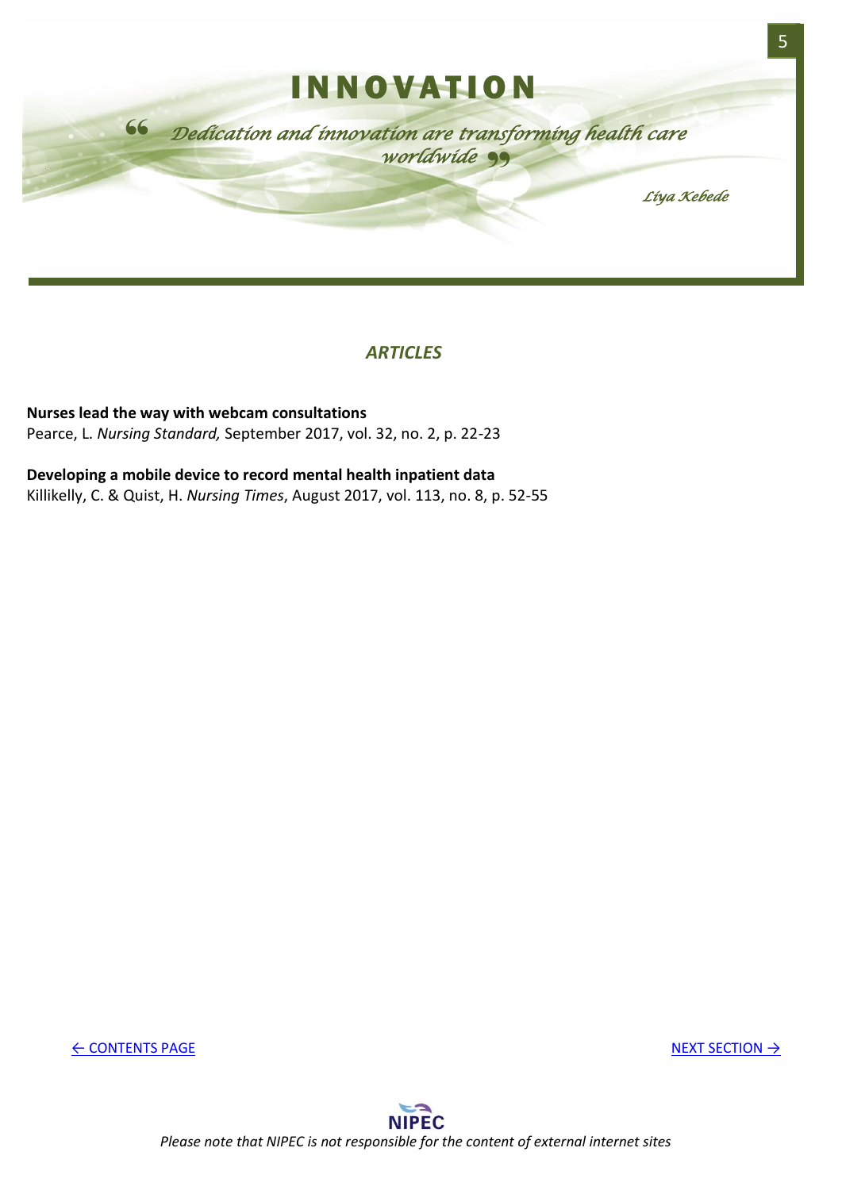# INNOVATION

*" Dedication and innovation are transforming health care worldwide "*

*Liya Kebede*

## *ARTICLES*

**Nurses lead the way with webcam consultations**
Pearce, L. *Nursing Standard,* September 2017, vol. 32, no. 2, p. 22-23

**Developing a mobile device to record mental health inpatient data**
Killikelly, C. & Quist, H. *Nursing Times*, August 2017, vol. 113, no. 8, p. 52-55

← CONTENTS PAGE NEXT SECTION →

*Please note that NIPEC is not responsible for the content of external internet sites*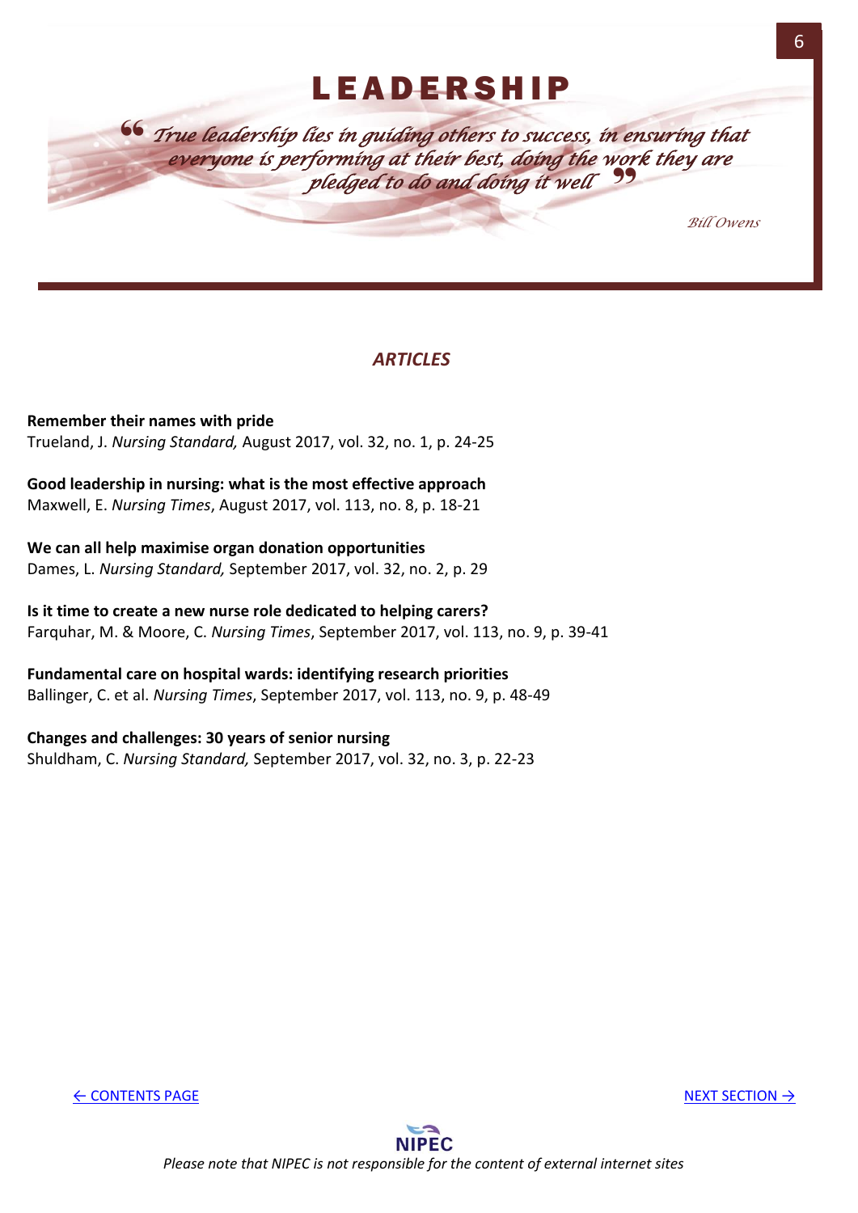# LEADERSHIP

*“True leadership lies in guiding others to success, in ensuring that everyone is performing at their best, doing the work they are pledged to do and doing it well”*

*Bill Owens*

## *ARTICLES*

**Remember their names with pride**
Trueland, J. *Nursing Standard,* August 2017, vol. 32, no. 1, p. 24-25

**Good leadership in nursing: what is the most effective approach**
Maxwell, E. *Nursing Times*, August 2017, vol. 113, no. 8, p. 18-21

**We can all help maximise organ donation opportunities**
Dames, L. *Nursing Standard,* September 2017, vol. 32, no. 2, p. 29

**Is it time to create a new nurse role dedicated to helping carers?**
Farquhar, M. & Moore, C. *Nursing Times*, September 2017, vol. 113, no. 9, p. 39-41

**Fundamental care on hospital wards: identifying research priorities**
Ballinger, C. et al. *Nursing Times*, September 2017, vol. 113, no. 9, p. 48-49

**Changes and challenges: 30 years of senior nursing**
Shuldham, C. *Nursing Standard,* September 2017, vol. 32, no. 3, p. 22-23

← CONTENTS PAGE NEXT SECTION →

NIPEC

*Please note that NIPEC is not responsible for the content of external internet sites*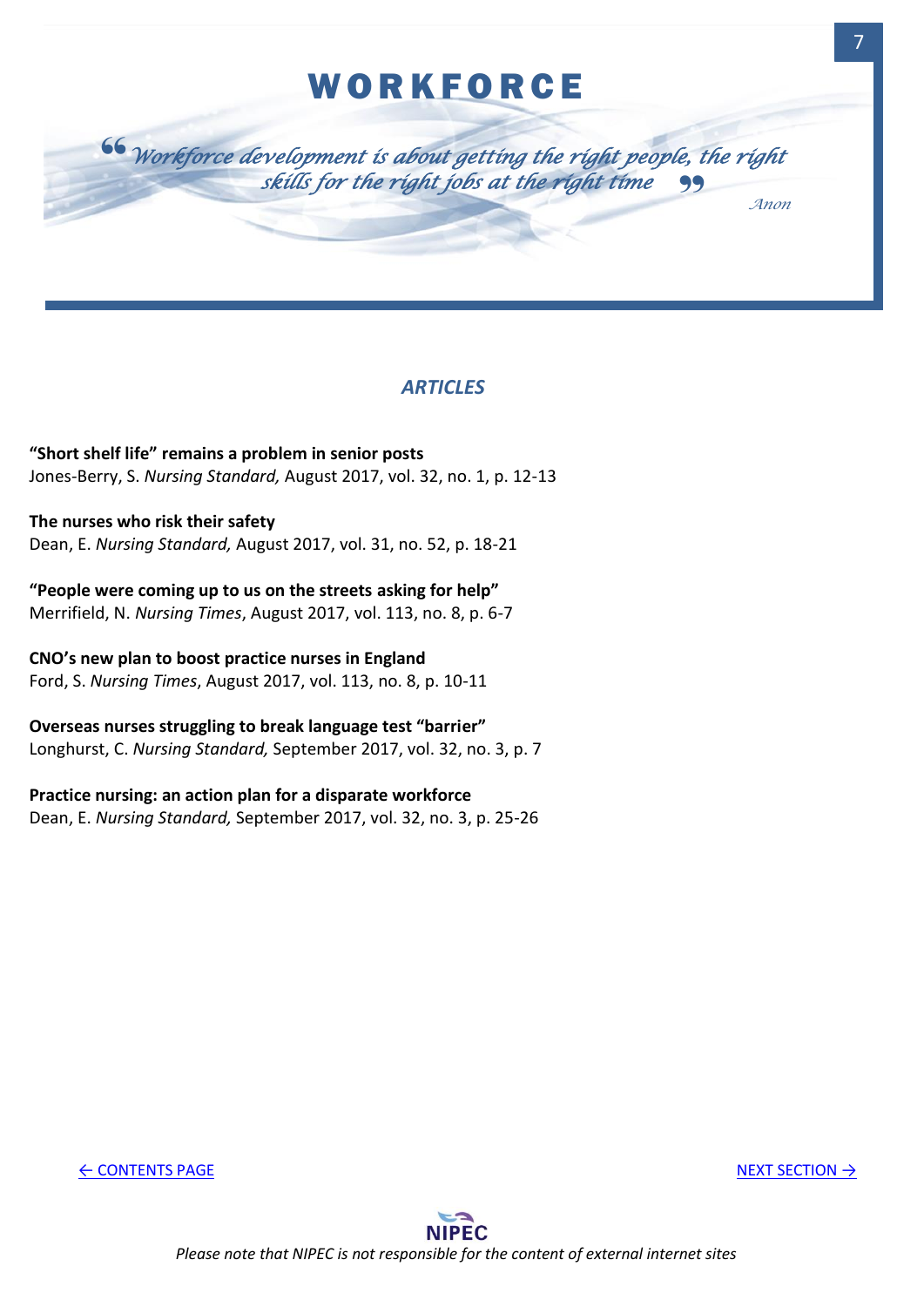# WORKFORCE

> *"Workforce development is about getting the right people, the right skills for the right jobs at the right time"*
>
> *Anon*

## *ARTICLES*

**"Short shelf life" remains a problem in senior posts**
Jones-Berry, S. *Nursing Standard,* August 2017, vol. 32, no. 1, p. 12-13

**The nurses who risk their safety**
Dean, E. *Nursing Standard,* August 2017, vol. 31, no. 52, p. 18-21

**"People were coming up to us on the streets asking for help"**
Merrifield, N. *Nursing Times*, August 2017, vol. 113, no. 8, p. 6-7

**CNO's new plan to boost practice nurses in England**
Ford, S. *Nursing Times*, August 2017, vol. 113, no. 8, p. 10-11

**Overseas nurses struggling to break language test "barrier"**
Longhurst, C. *Nursing Standard,* September 2017, vol. 32, no. 3, p. 7

**Practice nursing: an action plan for a disparate workforce**
Dean, E. *Nursing Standard,* September 2017, vol. 32, no. 3, p. 25-26

← CONTENTS PAGE

NEXT SECTION →

NIPEC

*Please note that NIPEC is not responsible for the content of external internet sites*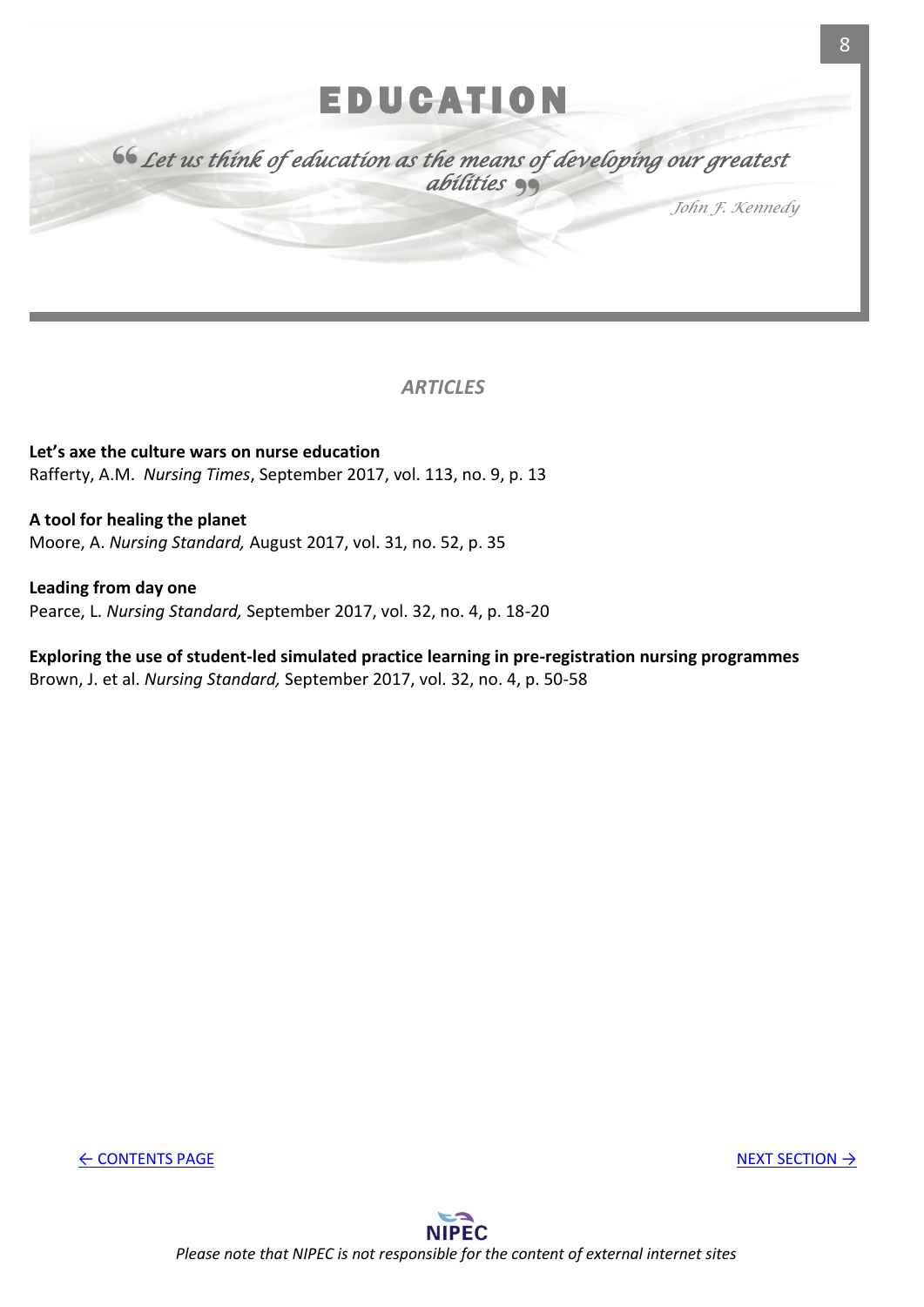# EDUCATION

*"Let us think of education as the means of developing our greatest abilities"*

*John F. Kennedy*

## *ARTICLES*

**Let's axe the culture wars on nurse education**
Rafferty, A.M. *Nursing Times*, September 2017, vol. 113, no. 9, p. 13

**A tool for healing the planet**
Moore, A. *Nursing Standard,* August 2017, vol. 31, no. 52, p. 35

**Leading from day one**
Pearce, L. *Nursing Standard,* September 2017, vol. 32, no. 4, p. 18-20

**Exploring the use of student-led simulated practice learning in pre-registration nursing programmes**
Brown, J. et al. *Nursing Standard,* September 2017, vol. 32, no. 4, p. 50-58

← CONTENTS PAGE NEXT SECTION →

*Please note that NIPEC is not responsible for the content of external internet sites*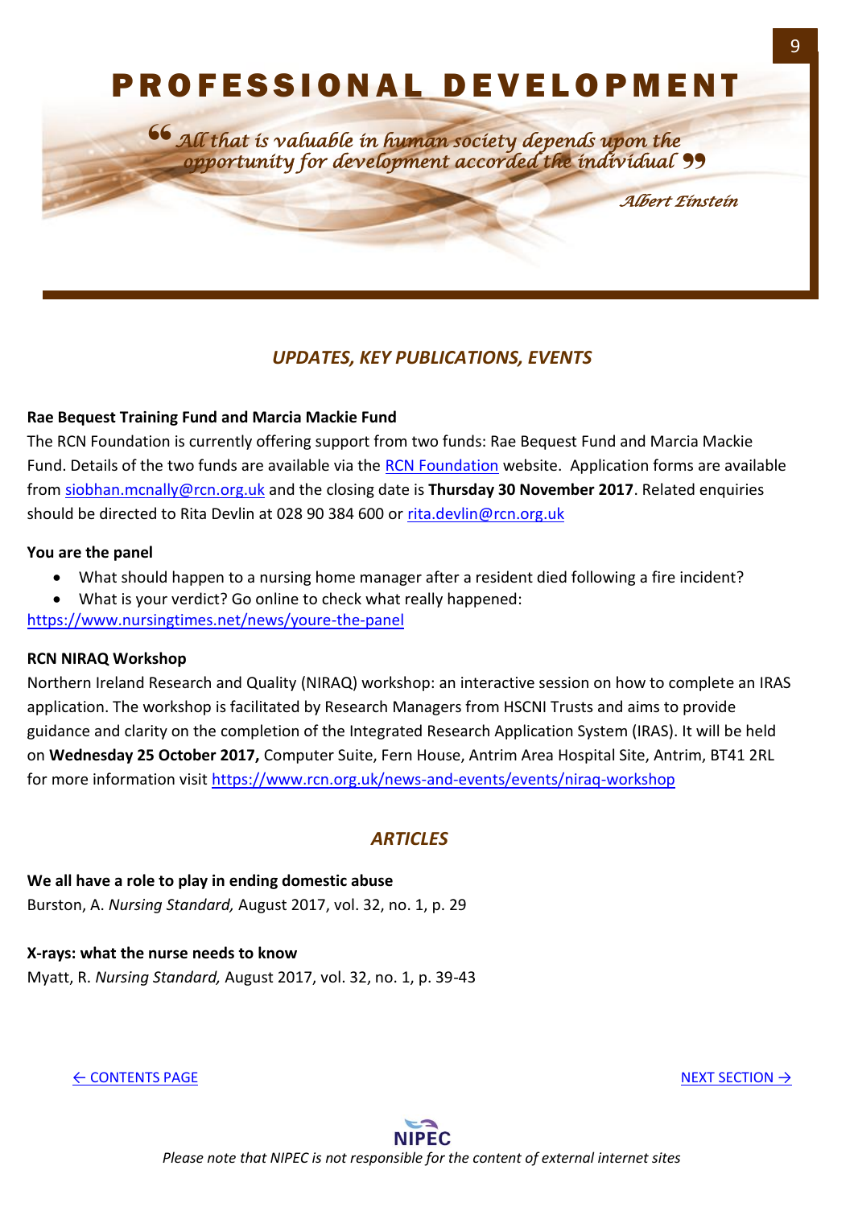# PROFESSIONAL DEVELOPMENT

> *"All that is valuable in human society depends upon the opportunity for development accorded the individual"*
>
> *Albert Einstein*

## *UPDATES, KEY PUBLICATIONS, EVENTS*

**Rae Bequest Training Fund and Marcia Mackie Fund**

The RCN Foundation is currently offering support from two funds: Rae Bequest Fund and Marcia Mackie Fund. Details of the two funds are available via the RCN Foundation website. Application forms are available from siobhan.mcnally@rcn.org.uk and the closing date is **Thursday 30 November 2017**. Related enquiries should be directed to Rita Devlin at 028 90 384 600 or rita.devlin@rcn.org.uk

**You are the panel**

- What should happen to a nursing home manager after a resident died following a fire incident?
- What is your verdict? Go online to check what really happened:

https://www.nursingtimes.net/news/youre-the-panel

**RCN NIRAQ Workshop**

Northern Ireland Research and Quality (NIRAQ) workshop: an interactive session on how to complete an IRAS application. The workshop is facilitated by Research Managers from HSCNI Trusts and aims to provide guidance and clarity on the completion of the Integrated Research Application System (IRAS). It will be held on **Wednesday 25 October 2017,** Computer Suite, Fern House, Antrim Area Hospital Site, Antrim, BT41 2RL for more information visit https://www.rcn.org.uk/news-and-events/events/niraq-workshop

## *ARTICLES*

**We all have a role to play in ending domestic abuse**
Burston, A. *Nursing Standard,* August 2017, vol. 32, no. 1, p. 29

**X-rays: what the nurse needs to know**
Myatt, R. *Nursing Standard,* August 2017, vol. 32, no. 1, p. 39-43

← CONTENTS PAGE | NEXT SECTION →

*Please note that NIPEC is not responsible for the content of external internet sites*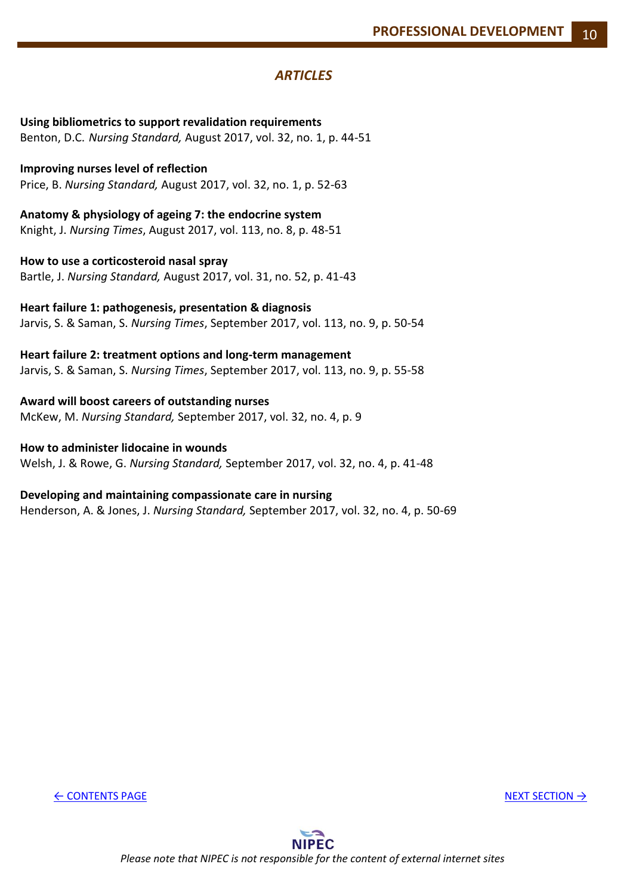## *ARTICLES*

**Using bibliometrics to support revalidation requirements**
Benton, D.C. *Nursing Standard,* August 2017, vol. 32, no. 1, p. 44-51

**Improving nurses level of reflection**
Price, B. *Nursing Standard,* August 2017, vol. 32, no. 1, p. 52-63

**Anatomy & physiology of ageing 7: the endocrine system**
Knight, J. *Nursing Times*, August 2017, vol. 113, no. 8, p. 48-51

**How to use a corticosteroid nasal spray**
Bartle, J. *Nursing Standard,* August 2017, vol. 31, no. 52, p. 41-43

**Heart failure 1: pathogenesis, presentation & diagnosis**
Jarvis, S. & Saman, S. *Nursing Times*, September 2017, vol. 113, no. 9, p. 50-54

**Heart failure 2: treatment options and long-term management**
Jarvis, S. & Saman, S. *Nursing Times*, September 2017, vol. 113, no. 9, p. 55-58

**Award will boost careers of outstanding nurses**
McKew, M. *Nursing Standard,* September 2017, vol. 32, no. 4, p. 9

**How to administer lidocaine in wounds**
Welsh, J. & Rowe, G. *Nursing Standard,* September 2017, vol. 32, no. 4, p. 41-48

**Developing and maintaining compassionate care in nursing**
Henderson, A. & Jones, J. *Nursing Standard,* September 2017, vol. 32, no. 4, p. 50-69

← CONTENTS PAGE　　NEXT SECTION →

*Please note that NIPEC is not responsible for the content of external internet sites*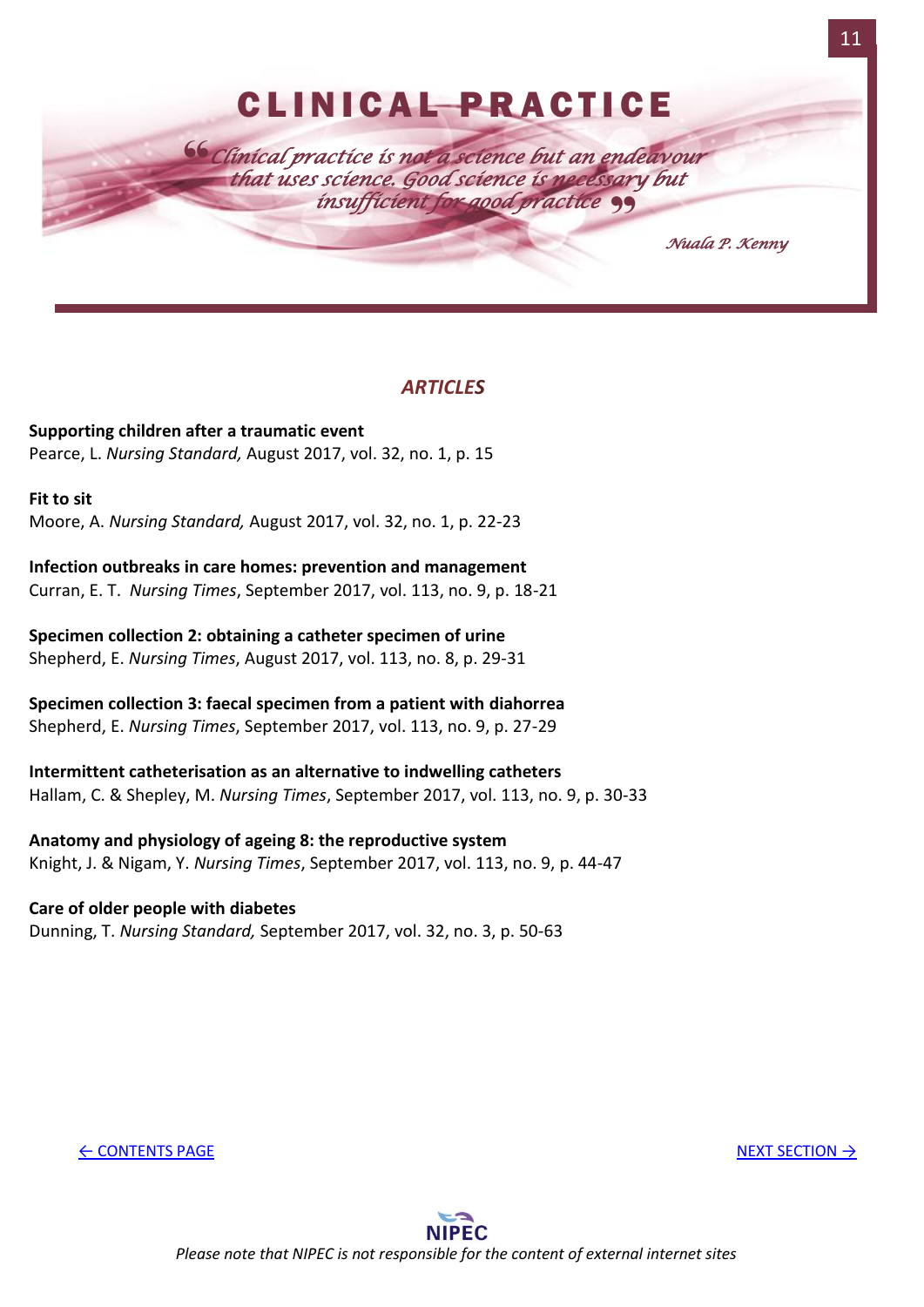# CLINICAL PRACTICE

*"Clinical practice is not a science but an endeavour that uses science. Good science is necessary but insufficient for good practice"*

*Nuala P. Kenny*

## *ARTICLES*

**Supporting children after a traumatic event**
Pearce, L. *Nursing Standard,* August 2017, vol. 32, no. 1, p. 15

**Fit to sit**
Moore, A. *Nursing Standard,* August 2017, vol. 32, no. 1, p. 22-23

**Infection outbreaks in care homes: prevention and management**
Curran, E. T. *Nursing Times*, September 2017, vol. 113, no. 9, p. 18-21

**Specimen collection 2: obtaining a catheter specimen of urine**
Shepherd, E. *Nursing Times*, August 2017, vol. 113, no. 8, p. 29-31

**Specimen collection 3: faecal specimen from a patient with diahorrea**
Shepherd, E. *Nursing Times*, September 2017, vol. 113, no. 9, p. 27-29

**Intermittent catheterisation as an alternative to indwelling catheters**
Hallam, C. & Shepley, M. *Nursing Times*, September 2017, vol. 113, no. 9, p. 30-33

**Anatomy and physiology of ageing 8: the reproductive system**
Knight, J. & Nigam, Y. *Nursing Times*, September 2017, vol. 113, no. 9, p. 44-47

**Care of older people with diabetes**
Dunning, T. *Nursing Standard,* September 2017, vol. 32, no. 3, p. 50-63

← CONTENTS PAGE NEXT SECTION →

NIPEC

*Please note that NIPEC is not responsible for the content of external internet sites*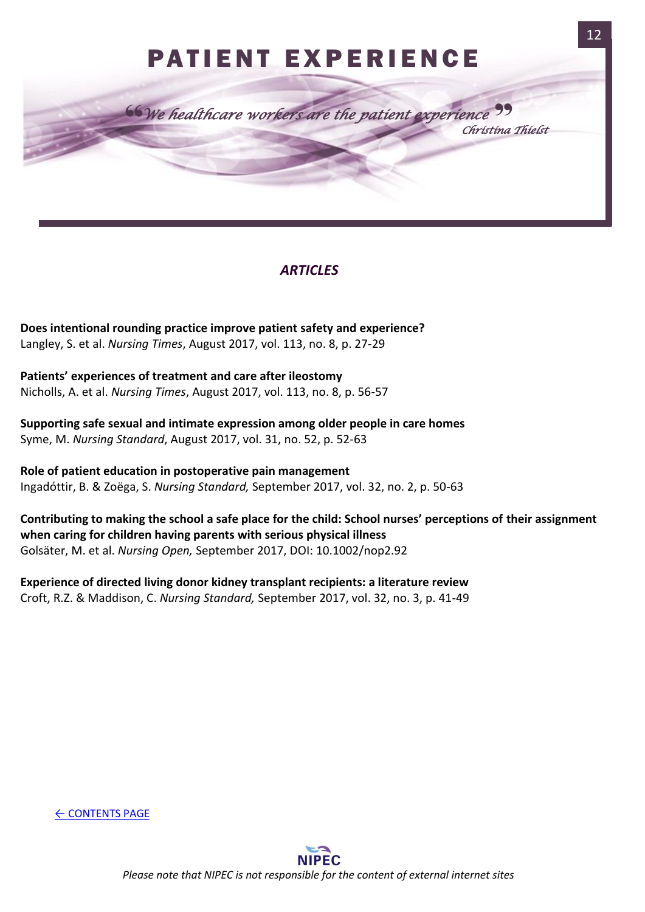# PATIENT EXPERIENCE

*"We healthcare workers are the patient experience"*
*Christina Thielst*

## *ARTICLES*

**Does intentional rounding practice improve patient safety and experience?**
Langley, S. et al. *Nursing Times*, August 2017, vol. 113, no. 8, p. 27-29

**Patients' experiences of treatment and care after ileostomy**
Nicholls, A. et al. *Nursing Times*, August 2017, vol. 113, no. 8, p. 56-57

**Supporting safe sexual and intimate expression among older people in care homes**
Syme, M. *Nursing Standard*, August 2017, vol. 31, no. 52, p. 52-63

**Role of patient education in postoperative pain management**
Ingadóttir, B. & Zoëga, S. *Nursing Standard,* September 2017, vol. 32, no. 2, p. 50-63

**Contributing to making the school a safe place for the child: School nurses' perceptions of their assignment when caring for children having parents with serious physical illness**
Golsäter, M. et al. *Nursing Open,* September 2017, DOI: 10.1002/nop2.92

**Experience of directed living donor kidney transplant recipients: a literature review**
Croft, R.Z. & Maddison, C. *Nursing Standard,* September 2017, vol. 32, no. 3, p. 41-49

← CONTENTS PAGE

NIPEC

*Please note that NIPEC is not responsible for the content of external internet sites*